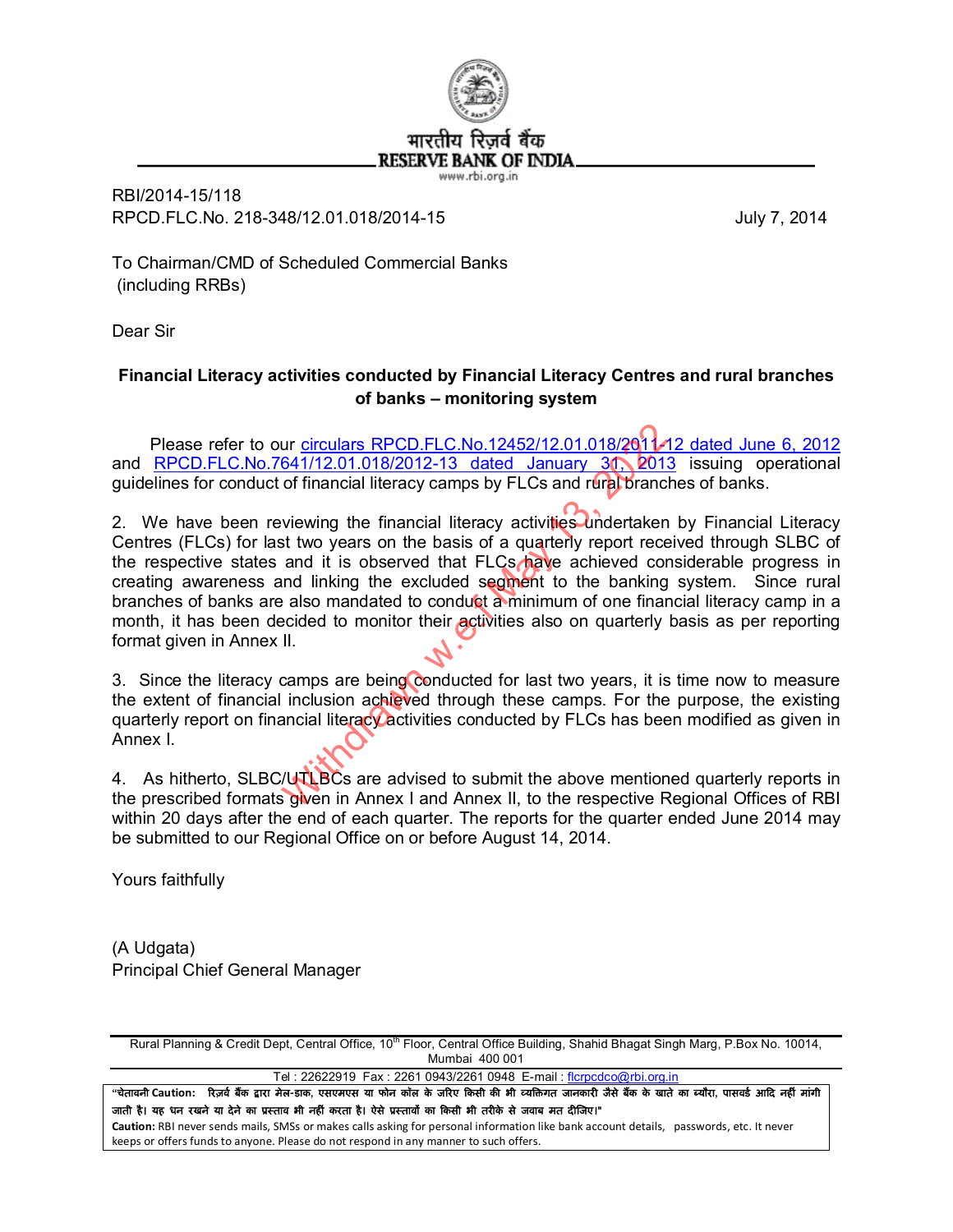भारतीय रिज़र्व बैंक
RESERVE BANK OF INDIA
www.rbi.org.in

RBI/2014-15/118
RPCD.FLC.No. 218-348/12.01.018/2014-15

July 7, 2014

To Chairman/CMD of Scheduled Commercial Banks
(including RRBs)

Dear Sir

**Financial Literacy activities conducted by Financial Literacy Centres and rural branches of banks – monitoring system**

Please refer to our circulars RPCD.FLC.No.12452/12.01.018/2011-12 dated June 6, 2012 and RPCD.FLC.No.7641/12.01.018/2012-13 dated January 31, 2013 issuing operational guidelines for conduct of financial literacy camps by FLCs and rural branches of banks.

2. We have been reviewing the financial literacy activities undertaken by Financial Literacy Centres (FLCs) for last two years on the basis of a quarterly report received through SLBC of the respective states and it is observed that FLCs have achieved considerable progress in creating awareness and linking the excluded segment to the banking system. Since rural branches of banks are also mandated to conduct a minimum of one financial literacy camp in a month, it has been decided to monitor their activities also on quarterly basis as per reporting format given in Annex II.

3. Since the literacy camps are being conducted for last two years, it is time now to measure the extent of financial inclusion achieved through these camps. For the purpose, the existing quarterly report on financial literacy activities conducted by FLCs has been modified as given in Annex I.

4. As hitherto, SLBC/UTLBCs are advised to submit the above mentioned quarterly reports in the prescribed formats given in Annex I and Annex II, to the respective Regional Offices of RBI within 20 days after the end of each quarter. The reports for the quarter ended June 2014 may be submitted to our Regional Office on or before August 14, 2014.

Yours faithfully

(A Udgata)
Principal Chief General Manager

Withdrawn w.e.f May 13, 2022

Rural Planning & Credit Dept, Central Office, 10th Floor, Central Office Building, Shahid Bhagat Singh Marg, P.Box No. 10014, Mumbai 400 001

Tel : 22622919 Fax : 2261 0943/2261 0948 E-mail : flcrpcdco@rbi.org.in

"चेतावनी Caution: रिज़र्व बैंक द्वारा मेल-डाक, एसएमएस या फोन कॉल के जरिए किसी की भी व्यक्तिगत जानकारी जैसे बैंक के खाते का ब्यौरा, पासवर्ड आदि नहीं मांगी जाती है। यह धन रखने या देने का प्रस्ताव भी नहीं करता है। ऐसे प्रस्तावों का किसी भी तरीके से जवाब मत दीजिए।"

**Caution:** RBI never sends mails, SMSs or makes calls asking for personal information like bank account details, passwords, etc. It never keeps or offers funds to anyone. Please do not respond in any manner to such offers.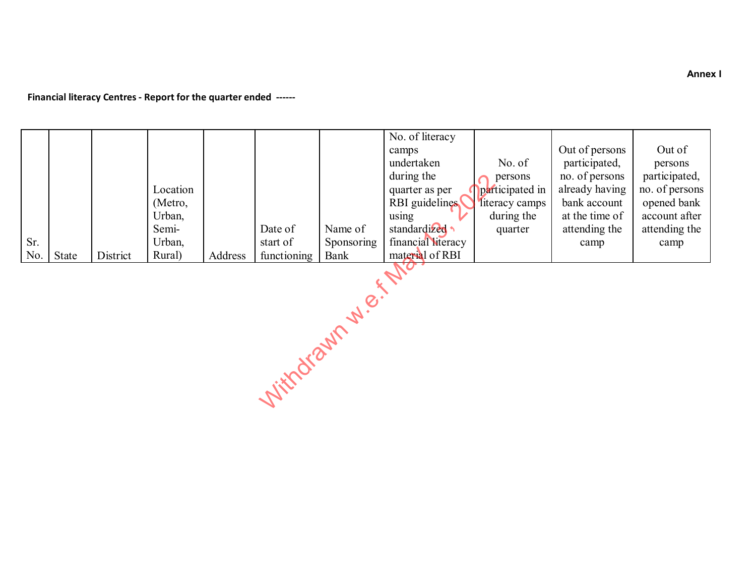**Annex I**

**Financial literacy Centres - Report for the quarter ended ------**

| Sr. No. | State | District | Location (Metro, Urban, Semi-Urban, Rural) | Address | Date of start of functioning | Name of Sponsoring Bank | No. of literacy camps undertaken during the quarter as per RBI guidelines using standardized financial literacy material of RBI | No. of persons participated in literacy camps during the quarter | Out of persons participated, no. of persons already having bank account at the time of attending the camp | Out of persons participated, no. of persons opened bank account after attending the camp |
|---|---|---|---|---|---|---|---|---|---|---|

Withdrawn w.e.f May 13, 2022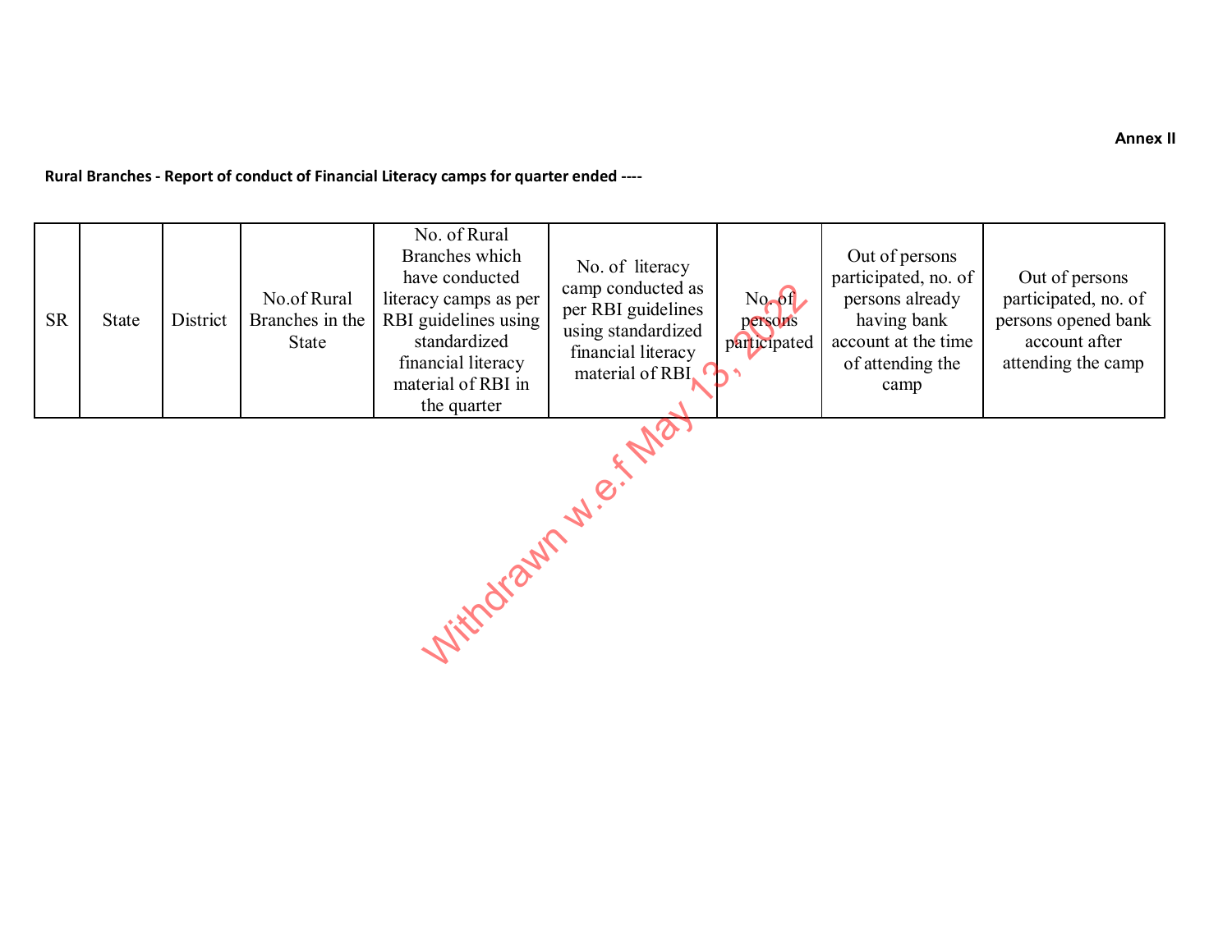**Annex II**

**Rural Branches - Report of conduct of Financial Literacy camps for quarter ended ----**

| SR | State | District | No.of Rural Branches in the State | No. of Rural Branches which have conducted literacy camps as per RBI guidelines using standardized financial literacy material of RBI in the quarter | No. of literacy camp conducted as per RBI guidelines using standardized financial literacy material of RBI | No. of persons participated | Out of persons participated, no. of persons already having bank account at the time of attending the camp | Out of persons participated, no. of persons opened bank account after attending the camp |
|---|---|---|---|---|---|---|---|---|

Withdrawn w.e.f May 13, 2022